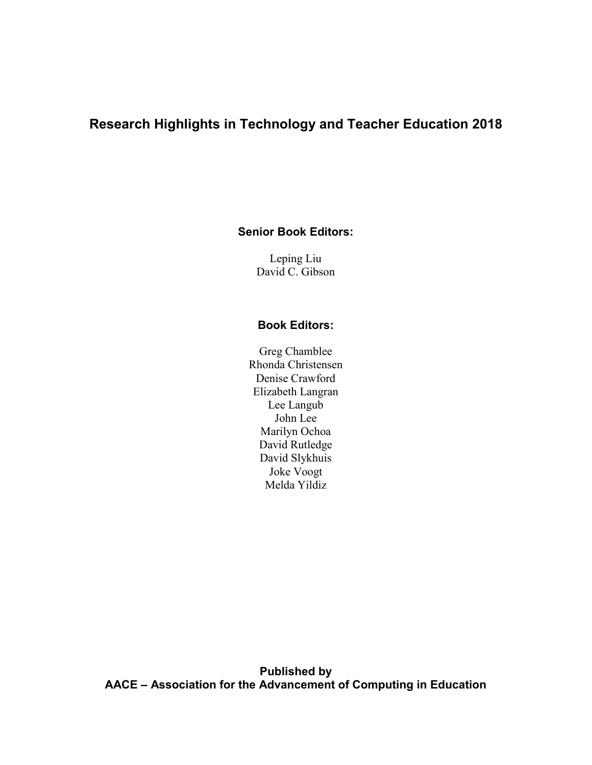# Research Highlights in Technology and Teacher Education 2018

**Senior Book Editors:**

Leping Liu
David C. Gibson

**Book Editors:**

Greg Chamblee
Rhonda Christensen
Denise Crawford
Elizabeth Langran
Lee Langub
John Lee
Marilyn Ochoa
David Rutledge
David Slykhuis
Joke Voogt
Melda Yildiz

**Published by**
**AACE – Association for the Advancement of Computing in Education**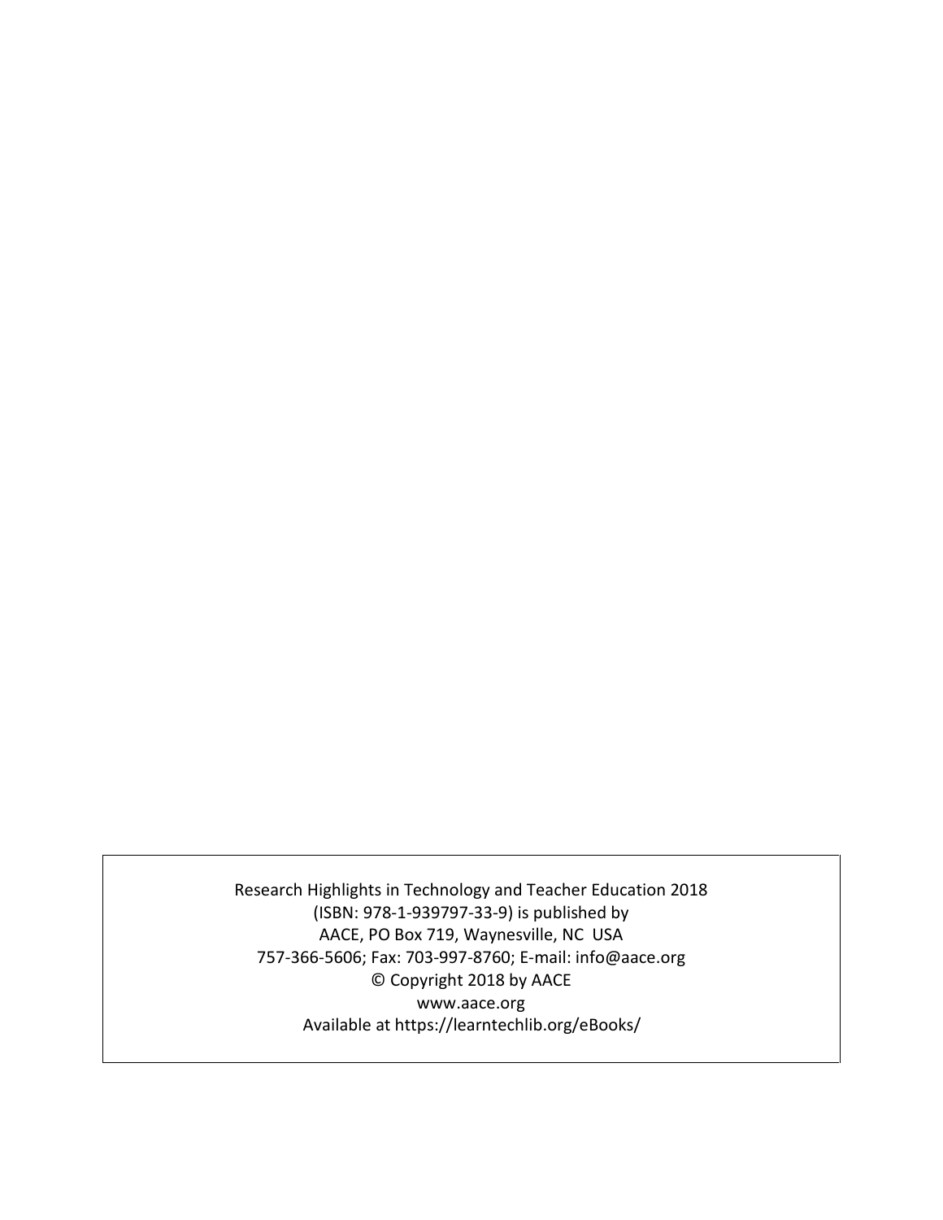Research Highlights in Technology and Teacher Education 2018
(ISBN: 978-1-939797-33-9) is published by
AACE, PO Box 719, Waynesville, NC USA
757-366-5606; Fax: 703-997-8760; E-mail: info@aace.org
© Copyright 2018 by AACE
www.aace.org
Available at https://learntechlib.org/eBooks/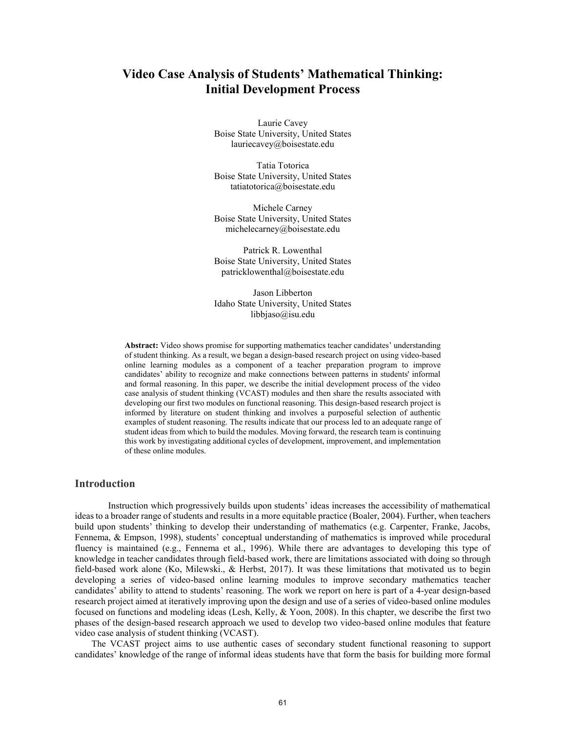# Video Case Analysis of Students' Mathematical Thinking: Initial Development Process

Laurie Cavey  
Boise State University, United States  
lauriecavey@boisestate.edu

Tatia Totorica  
Boise State University, United States  
tatiatotorica@boisestate.edu

Michele Carney  
Boise State University, United States  
michelecarney@boisestate.edu

Patrick R. Lowenthal  
Boise State University, United States  
patricklowenthal@boisestate.edu

Jason Libberton  
Idaho State University, United States  
libbjaso@isu.edu

**Abstract:** Video shows promise for supporting mathematics teacher candidates' understanding of student thinking. As a result, we began a design-based research project on using video-based online learning modules as a component of a teacher preparation program to improve candidates' ability to recognize and make connections between patterns in students' informal and formal reasoning. In this paper, we describe the initial development process of the video case analysis of student thinking (VCAST) modules and then share the results associated with developing our first two modules on functional reasoning. This design-based research project is informed by literature on student thinking and involves a purposeful selection of authentic examples of student reasoning. The results indicate that our process led to an adequate range of student ideas from which to build the modules. Moving forward, the research team is continuing this work by investigating additional cycles of development, improvement, and implementation of these online modules.

## Introduction

Instruction which progressively builds upon students' ideas increases the accessibility of mathematical ideas to a broader range of students and results in a more equitable practice (Boaler, 2004). Further, when teachers build upon students' thinking to develop their understanding of mathematics (e.g. Carpenter, Franke, Jacobs, Fennema, & Empson, 1998), students' conceptual understanding of mathematics is improved while procedural fluency is maintained (e.g., Fennema et al., 1996). While there are advantages to developing this type of knowledge in teacher candidates through field-based work, there are limitations associated with doing so through field-based work alone (Ko, Milewski., & Herbst, 2017). It was these limitations that motivated us to begin developing a series of video-based online learning modules to improve secondary mathematics teacher candidates' ability to attend to students' reasoning. The work we report on here is part of a 4-year design-based research project aimed at iteratively improving upon the design and use of a series of video-based online modules focused on functions and modeling ideas (Lesh, Kelly, & Yoon, 2008). In this chapter, we describe the first two phases of the design-based research approach we used to develop two video-based online modules that feature video case analysis of student thinking (VCAST).

The VCAST project aims to use authentic cases of secondary student functional reasoning to support candidates' knowledge of the range of informal ideas students have that form the basis for building more formal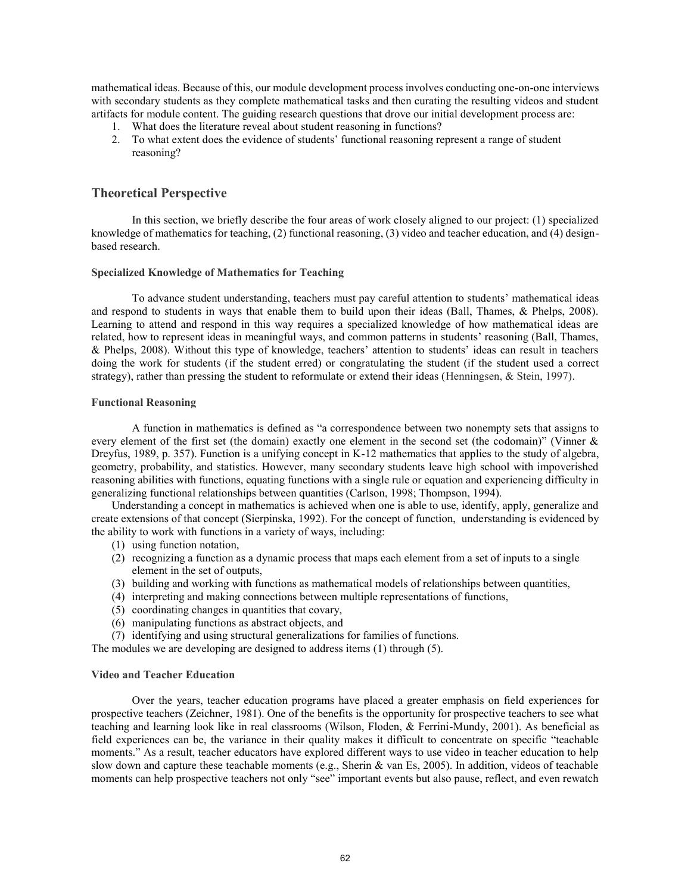mathematical ideas. Because of this, our module development process involves conducting one-on-one interviews with secondary students as they complete mathematical tasks and then curating the resulting videos and student artifacts for module content. The guiding research questions that drove our initial development process are:

1. What does the literature reveal about student reasoning in functions?
2. To what extent does the evidence of students' functional reasoning represent a range of student reasoning?

## Theoretical Perspective

In this section, we briefly describe the four areas of work closely aligned to our project: (1) specialized knowledge of mathematics for teaching, (2) functional reasoning, (3) video and teacher education, and (4) design-based research.

### Specialized Knowledge of Mathematics for Teaching

To advance student understanding, teachers must pay careful attention to students' mathematical ideas and respond to students in ways that enable them to build upon their ideas (Ball, Thames, & Phelps, 2008). Learning to attend and respond in this way requires a specialized knowledge of how mathematical ideas are related, how to represent ideas in meaningful ways, and common patterns in students' reasoning (Ball, Thames, & Phelps, 2008). Without this type of knowledge, teachers' attention to students' ideas can result in teachers doing the work for students (if the student erred) or congratulating the student (if the student used a correct strategy), rather than pressing the student to reformulate or extend their ideas (Henningsen, & Stein, 1997).

### Functional Reasoning

A function in mathematics is defined as "a correspondence between two nonempty sets that assigns to every element of the first set (the domain) exactly one element in the second set (the codomain)" (Vinner & Dreyfus, 1989, p. 357). Function is a unifying concept in K-12 mathematics that applies to the study of algebra, geometry, probability, and statistics. However, many secondary students leave high school with impoverished reasoning abilities with functions, equating functions with a single rule or equation and experiencing difficulty in generalizing functional relationships between quantities (Carlson, 1998; Thompson, 1994).

Understanding a concept in mathematics is achieved when one is able to use, identify, apply, generalize and create extensions of that concept (Sierpinska, 1992). For the concept of function, understanding is evidenced by the ability to work with functions in a variety of ways, including:

(1) using function notation,
(2) recognizing a function as a dynamic process that maps each element from a set of inputs to a single element in the set of outputs,
(3) building and working with functions as mathematical models of relationships between quantities,
(4) interpreting and making connections between multiple representations of functions,
(5) coordinating changes in quantities that covary,
(6) manipulating functions as abstract objects, and
(7) identifying and using structural generalizations for families of functions.

The modules we are developing are designed to address items (1) through (5).

### Video and Teacher Education

Over the years, teacher education programs have placed a greater emphasis on field experiences for prospective teachers (Zeichner, 1981). One of the benefits is the opportunity for prospective teachers to see what teaching and learning look like in real classrooms (Wilson, Floden, & Ferrini-Mundy, 2001). As beneficial as field experiences can be, the variance in their quality makes it difficult to concentrate on specific "teachable moments." As a result, teacher educators have explored different ways to use video in teacher education to help slow down and capture these teachable moments (e.g., Sherin & van Es, 2005). In addition, videos of teachable moments can help prospective teachers not only "see" important events but also pause, reflect, and even rewatch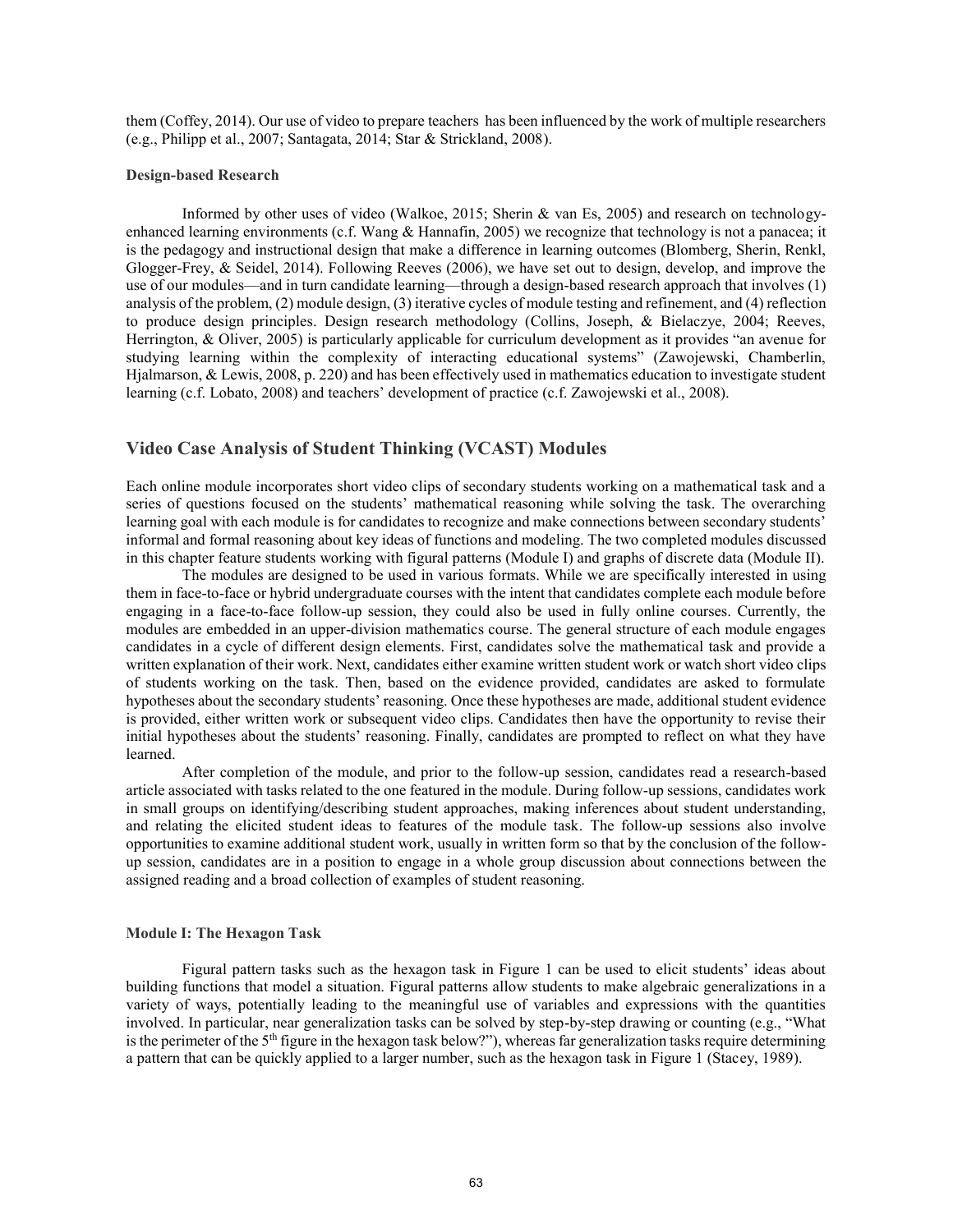them (Coffey, 2014). Our use of video to prepare teachers has been influenced by the work of multiple researchers (e.g., Philipp et al., 2007; Santagata, 2014; Star & Strickland, 2008).

#### Design-based Research

Informed by other uses of video (Walkoe, 2015; Sherin & van Es, 2005) and research on technology-enhanced learning environments (c.f. Wang & Hannafin, 2005) we recognize that technology is not a panacea; it is the pedagogy and instructional design that make a difference in learning outcomes (Blomberg, Sherin, Renkl, Glogger-Frey, & Seidel, 2014). Following Reeves (2006), we have set out to design, develop, and improve the use of our modules—and in turn candidate learning—through a design-based research approach that involves (1) analysis of the problem, (2) module design, (3) iterative cycles of module testing and refinement, and (4) reflection to produce design principles. Design research methodology (Collins, Joseph, & Bielaczye, 2004; Reeves, Herrington, & Oliver, 2005) is particularly applicable for curriculum development as it provides "an avenue for studying learning within the complexity of interacting educational systems" (Zawojewski, Chamberlin, Hjalmarson, & Lewis, 2008, p. 220) and has been effectively used in mathematics education to investigate student learning (c.f. Lobato, 2008) and teachers' development of practice (c.f. Zawojewski et al., 2008).

## Video Case Analysis of Student Thinking (VCAST) Modules

Each online module incorporates short video clips of secondary students working on a mathematical task and a series of questions focused on the students' mathematical reasoning while solving the task. The overarching learning goal with each module is for candidates to recognize and make connections between secondary students' informal and formal reasoning about key ideas of functions and modeling. The two completed modules discussed in this chapter feature students working with figural patterns (Module I) and graphs of discrete data (Module II).

The modules are designed to be used in various formats. While we are specifically interested in using them in face-to-face or hybrid undergraduate courses with the intent that candidates complete each module before engaging in a face-to-face follow-up session, they could also be used in fully online courses. Currently, the modules are embedded in an upper-division mathematics course. The general structure of each module engages candidates in a cycle of different design elements. First, candidates solve the mathematical task and provide a written explanation of their work. Next, candidates either examine written student work or watch short video clips of students working on the task. Then, based on the evidence provided, candidates are asked to formulate hypotheses about the secondary students' reasoning. Once these hypotheses are made, additional student evidence is provided, either written work or subsequent video clips. Candidates then have the opportunity to revise their initial hypotheses about the students' reasoning. Finally, candidates are prompted to reflect on what they have learned.

After completion of the module, and prior to the follow-up session, candidates read a research-based article associated with tasks related to the one featured in the module. During follow-up sessions, candidates work in small groups on identifying/describing student approaches, making inferences about student understanding, and relating the elicited student ideas to features of the module task. The follow-up sessions also involve opportunities to examine additional student work, usually in written form so that by the conclusion of the follow-up session, candidates are in a position to engage in a whole group discussion about connections between the assigned reading and a broad collection of examples of student reasoning.

#### Module I: The Hexagon Task

Figural pattern tasks such as the hexagon task in Figure 1 can be used to elicit students' ideas about building functions that model a situation. Figural patterns allow students to make algebraic generalizations in a variety of ways, potentially leading to the meaningful use of variables and expressions with the quantities involved. In particular, near generalization tasks can be solved by step-by-step drawing or counting (e.g., "What is the perimeter of the 5th figure in the hexagon task below?"), whereas far generalization tasks require determining a pattern that can be quickly applied to a larger number, such as the hexagon task in Figure 1 (Stacey, 1989).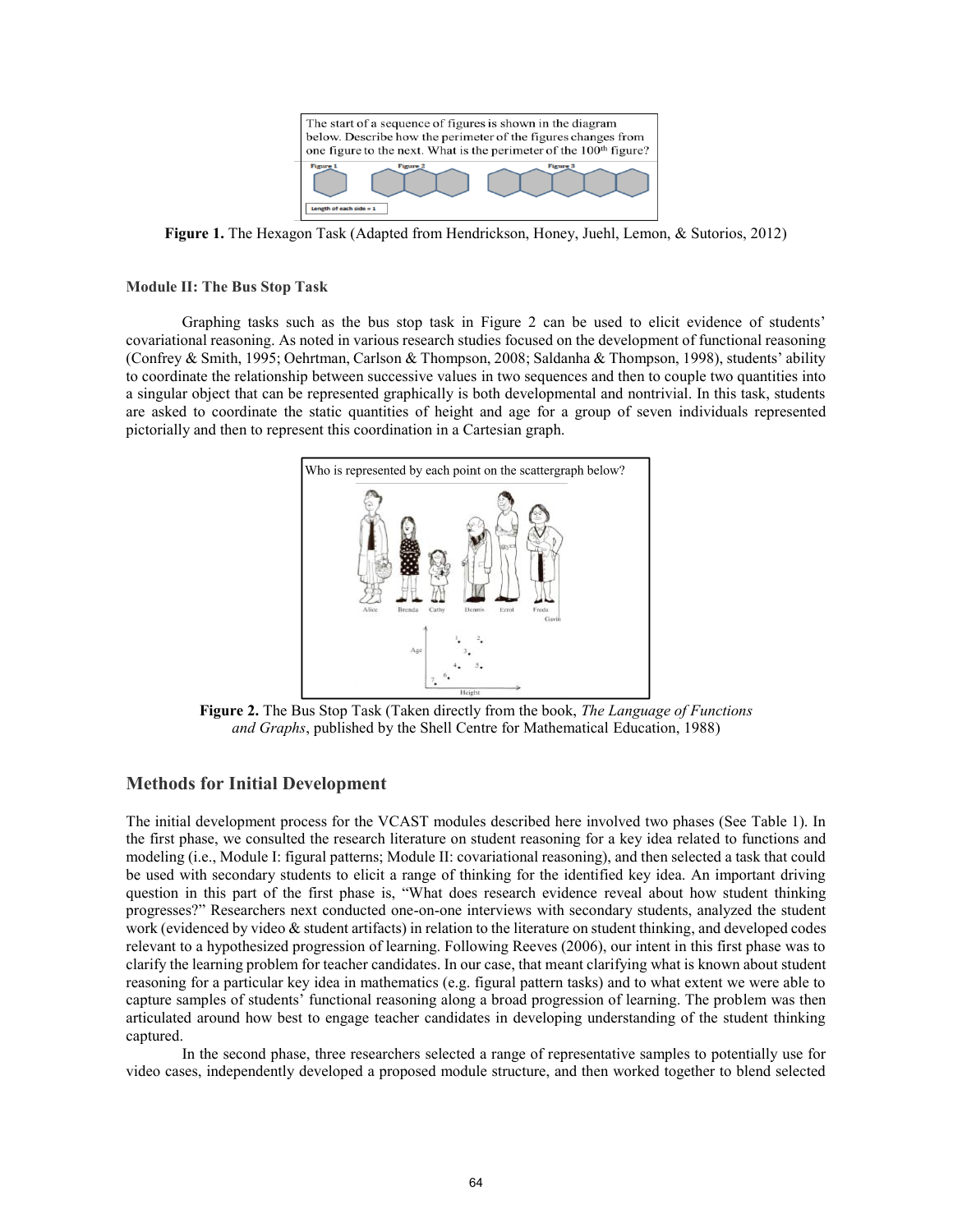The start of a sequence of figures is shown in the diagram below. Describe how the perimeter of the figures changes from one figure to the next. What is the perimeter of the 100th figure?

**Figure 1.** The Hexagon Task (Adapted from Hendrickson, Honey, Juehl, Lemon, & Sutorios, 2012)

### Module II: The Bus Stop Task

Graphing tasks such as the bus stop task in Figure 2 can be used to elicit evidence of students' covariational reasoning. As noted in various research studies focused on the development of functional reasoning (Confrey & Smith, 1995; Oehrtman, Carlson & Thompson, 2008; Saldanha & Thompson, 1998), students' ability to coordinate the relationship between successive values in two sequences and then to couple two quantities into a singular object that can be represented graphically is both developmental and nontrivial. In this task, students are asked to coordinate the static quantities of height and age for a group of seven individuals represented pictorially and then to represent this coordination in a Cartesian graph.

Who is represented by each point on the scattergraph below?

**Figure 2.** The Bus Stop Task (Taken directly from the book, *The Language of Functions and Graphs*, published by the Shell Centre for Mathematical Education, 1988)

## Methods for Initial Development

The initial development process for the VCAST modules described here involved two phases (See Table 1). In the first phase, we consulted the research literature on student reasoning for a key idea related to functions and modeling (i.e., Module I: figural patterns; Module II: covariational reasoning), and then selected a task that could be used with secondary students to elicit a range of thinking for the identified key idea. An important driving question in this part of the first phase is, "What does research evidence reveal about how student thinking progresses?" Researchers next conducted one-on-one interviews with secondary students, analyzed the student work (evidenced by video & student artifacts) in relation to the literature on student thinking, and developed codes relevant to a hypothesized progression of learning. Following Reeves (2006), our intent in this first phase was to clarify the learning problem for teacher candidates. In our case, that meant clarifying what is known about student reasoning for a particular key idea in mathematics (e.g. figural pattern tasks) and to what extent we were able to capture samples of students' functional reasoning along a broad progression of learning. The problem was then articulated around how best to engage teacher candidates in developing understanding of the student thinking captured.

In the second phase, three researchers selected a range of representative samples to potentially use for video cases, independently developed a proposed module structure, and then worked together to blend selected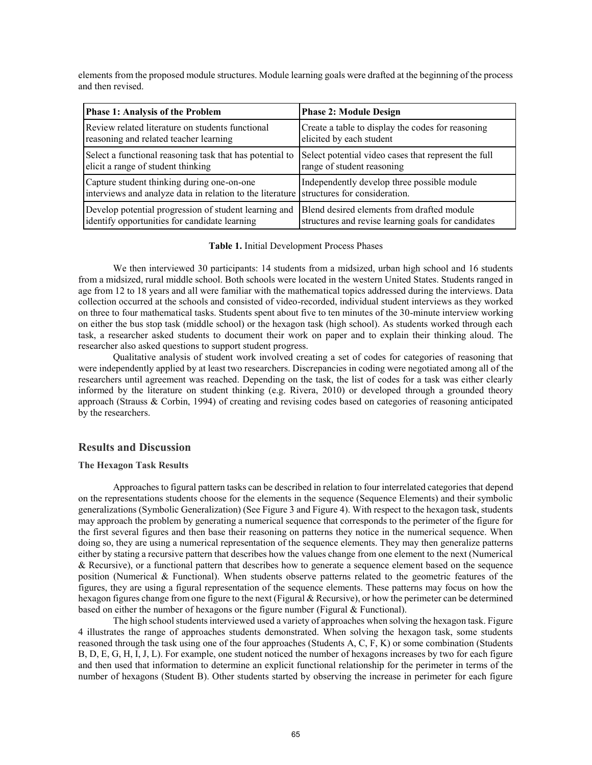elements from the proposed module structures. Module learning goals were drafted at the beginning of the process and then revised.

| **Phase 1: Analysis of the Problem** | **Phase 2: Module Design** |
|---|---|
| Review related literature on students functional reasoning and related teacher learning | Create a table to display the codes for reasoning elicited by each student |
| Select a functional reasoning task that has potential to elicit a range of student thinking | Select potential video cases that represent the full range of student reasoning |
| Capture student thinking during one-on-one interviews and analyze data in relation to the literature | Independently develop three possible module structures for consideration. |
| Develop potential progression of student learning and identify opportunities for candidate learning | Blend desired elements from drafted module structures and revise learning goals for candidates |

**Table 1.** Initial Development Process Phases

We then interviewed 30 participants: 14 students from a midsized, urban high school and 16 students from a midsized, rural middle school. Both schools were located in the western United States. Students ranged in age from 12 to 18 years and all were familiar with the mathematical topics addressed during the interviews. Data collection occurred at the schools and consisted of video-recorded, individual student interviews as they worked on three to four mathematical tasks. Students spent about five to ten minutes of the 30-minute interview working on either the bus stop task (middle school) or the hexagon task (high school). As students worked through each task, a researcher asked students to document their work on paper and to explain their thinking aloud. The researcher also asked questions to support student progress.

Qualitative analysis of student work involved creating a set of codes for categories of reasoning that were independently applied by at least two researchers. Discrepancies in coding were negotiated among all of the researchers until agreement was reached. Depending on the task, the list of codes for a task was either clearly informed by the literature on student thinking (e.g. Rivera, 2010) or developed through a grounded theory approach (Strauss & Corbin, 1994) of creating and revising codes based on categories of reasoning anticipated by the researchers.

## Results and Discussion

### The Hexagon Task Results

Approaches to figural pattern tasks can be described in relation to four interrelated categories that depend on the representations students choose for the elements in the sequence (Sequence Elements) and their symbolic generalizations (Symbolic Generalization) (See Figure 3 and Figure 4). With respect to the hexagon task, students may approach the problem by generating a numerical sequence that corresponds to the perimeter of the figure for the first several figures and then base their reasoning on patterns they notice in the numerical sequence. When doing so, they are using a numerical representation of the sequence elements. They may then generalize patterns either by stating a recursive pattern that describes how the values change from one element to the next (Numerical & Recursive), or a functional pattern that describes how to generate a sequence element based on the sequence position (Numerical & Functional). When students observe patterns related to the geometric features of the figures, they are using a figural representation of the sequence elements. These patterns may focus on how the hexagon figures change from one figure to the next (Figural & Recursive), or how the perimeter can be determined based on either the number of hexagons or the figure number (Figural & Functional).

The high school students interviewed used a variety of approaches when solving the hexagon task. Figure 4 illustrates the range of approaches students demonstrated. When solving the hexagon task, some students reasoned through the task using one of the four approaches (Students A, C, F, K) or some combination (Students B, D, E, G, H, I, J, L). For example, one student noticed the number of hexagons increases by two for each figure and then used that information to determine an explicit functional relationship for the perimeter in terms of the number of hexagons (Student B). Other students started by observing the increase in perimeter for each figure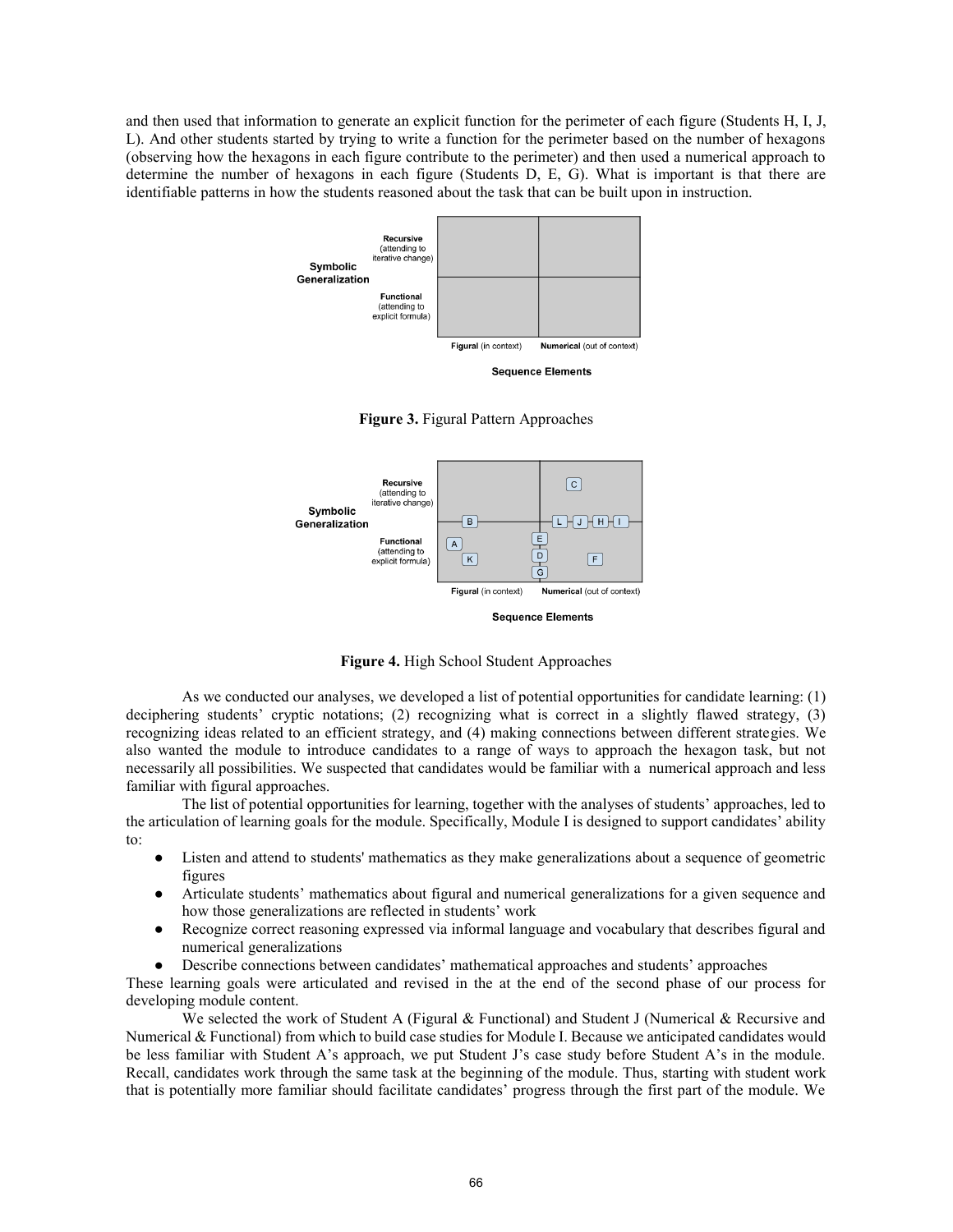and then used that information to generate an explicit function for the perimeter of each figure (Students H, I, J, L). And other students started by trying to write a function for the perimeter based on the number of hexagons (observing how the hexagons in each figure contribute to the perimeter) and then used a numerical approach to determine the number of hexagons in each figure (Students D, E, G). What is important is that there are identifiable patterns in how the students reasoned about the task that can be built upon in instruction.

**Figure 3.** Figural Pattern Approaches

**Figure 4.** High School Student Approaches

As we conducted our analyses, we developed a list of potential opportunities for candidate learning: (1) deciphering students' cryptic notations; (2) recognizing what is correct in a slightly flawed strategy, (3) recognizing ideas related to an efficient strategy, and (4) making connections between different strategies. We also wanted the module to introduce candidates to a range of ways to approach the hexagon task, but not necessarily all possibilities. We suspected that candidates would be familiar with a numerical approach and less familiar with figural approaches.

The list of potential opportunities for learning, together with the analyses of students' approaches, led to the articulation of learning goals for the module. Specifically, Module I is designed to support candidates' ability to:

- Listen and attend to students' mathematics as they make generalizations about a sequence of geometric figures
- Articulate students' mathematics about figural and numerical generalizations for a given sequence and how those generalizations are reflected in students' work
- Recognize correct reasoning expressed via informal language and vocabulary that describes figural and numerical generalizations
- Describe connections between candidates' mathematical approaches and students' approaches

These learning goals were articulated and revised in the at the end of the second phase of our process for developing module content.

We selected the work of Student A (Figural & Functional) and Student J (Numerical & Recursive and Numerical & Functional) from which to build case studies for Module I. Because we anticipated candidates would be less familiar with Student A's approach, we put Student J's case study before Student A's in the module. Recall, candidates work through the same task at the beginning of the module. Thus, starting with student work that is potentially more familiar should facilitate candidates' progress through the first part of the module. We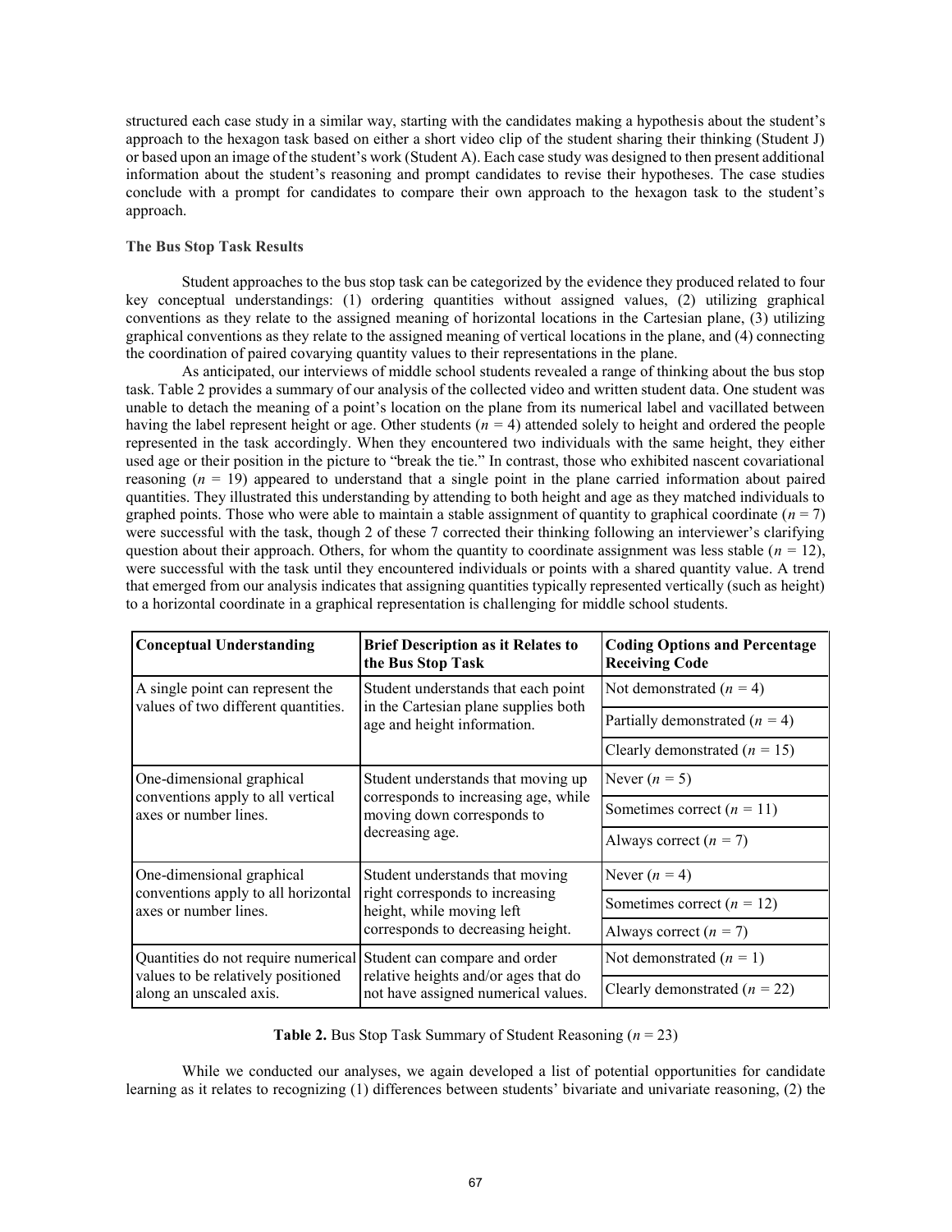structured each case study in a similar way, starting with the candidates making a hypothesis about the student's approach to the hexagon task based on either a short video clip of the student sharing their thinking (Student J) or based upon an image of the student's work (Student A). Each case study was designed to then present additional information about the student's reasoning and prompt candidates to revise their hypotheses. The case studies conclude with a prompt for candidates to compare their own approach to the hexagon task to the student's approach.

### The Bus Stop Task Results

Student approaches to the bus stop task can be categorized by the evidence they produced related to four key conceptual understandings: (1) ordering quantities without assigned values, (2) utilizing graphical conventions as they relate to the assigned meaning of horizontal locations in the Cartesian plane, (3) utilizing graphical conventions as they relate to the assigned meaning of vertical locations in the plane, and (4) connecting the coordination of paired covarying quantity values to their representations in the plane.

As anticipated, our interviews of middle school students revealed a range of thinking about the bus stop task. Table 2 provides a summary of our analysis of the collected video and written student data. One student was unable to detach the meaning of a point's location on the plane from its numerical label and vacillated between having the label represent height or age. Other students ($n$ = 4) attended solely to height and ordered the people represented in the task accordingly. When they encountered two individuals with the same height, they either used age or their position in the picture to "break the tie." In contrast, those who exhibited nascent covariational reasoning ($n$ = 19) appeared to understand that a single point in the plane carried information about paired quantities. They illustrated this understanding by attending to both height and age as they matched individuals to graphed points. Those who were able to maintain a stable assignment of quantity to graphical coordinate ($n$ = 7) were successful with the task, though 2 of these 7 corrected their thinking following an interviewer's clarifying question about their approach. Others, for whom the quantity to coordinate assignment was less stable ($n$ = 12), were successful with the task until they encountered individuals or points with a shared quantity value. A trend that emerged from our analysis indicates that assigning quantities typically represented vertically (such as height) to a horizontal coordinate in a graphical representation is challenging for middle school students.

| Conceptual Understanding | Brief Description as it Relates to the Bus Stop Task | Coding Options and Percentage Receiving Code |
|---|---|---|
| A single point can represent the values of two different quantities. | Student understands that each point in the Cartesian plane supplies both age and height information. | Not demonstrated ($n$ = 4) |
| | | Partially demonstrated ($n$ = 4) |
| | | Clearly demonstrated ($n$ = 15) |
| One-dimensional graphical conventions apply to all vertical axes or number lines. | Student understands that moving up corresponds to increasing age, while moving down corresponds to decreasing age. | Never ($n$ = 5) |
| | | Sometimes correct ($n$ = 11) |
| | | Always correct ($n$ = 7) |
| One-dimensional graphical conventions apply to all horizontal axes or number lines. | Student understands that moving right corresponds to increasing height, while moving left corresponds to decreasing height. | Never ($n$ = 4) |
| | | Sometimes correct ($n$ = 12) |
| | | Always correct ($n$ = 7) |
| Quantities do not require numerical values to be relatively positioned along an unscaled axis. | Student can compare and order relative heights and/or ages that do not have assigned numerical values. | Not demonstrated ($n$ = 1) |
| | | Clearly demonstrated ($n$ = 22) |

**Table 2.** Bus Stop Task Summary of Student Reasoning ($n$ = 23)

While we conducted our analyses, we again developed a list of potential opportunities for candidate learning as it relates to recognizing (1) differences between students' bivariate and univariate reasoning, (2) the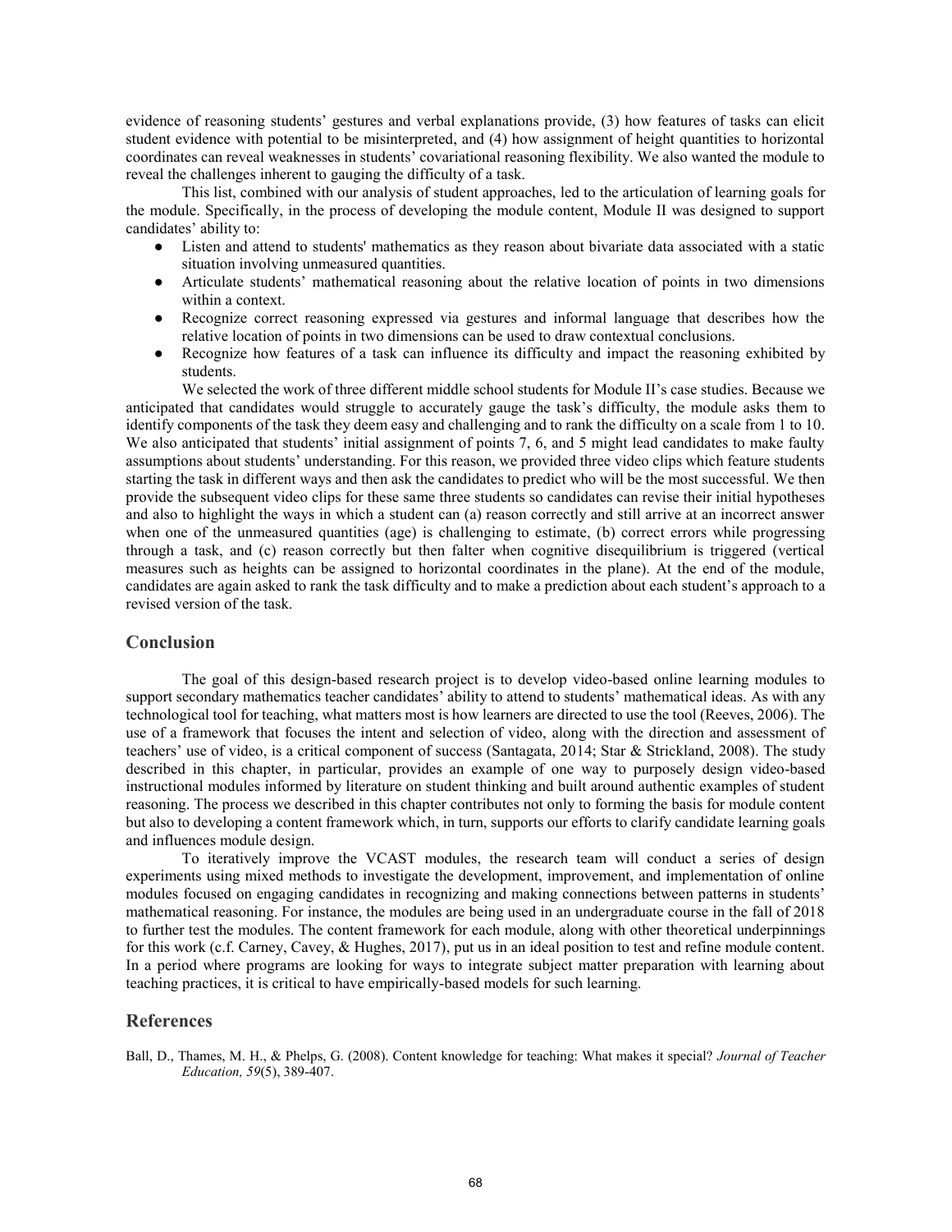evidence of reasoning students' gestures and verbal explanations provide, (3) how features of tasks can elicit student evidence with potential to be misinterpreted, and (4) how assignment of height quantities to horizontal coordinates can reveal weaknesses in students' covariational reasoning flexibility. We also wanted the module to reveal the challenges inherent to gauging the difficulty of a task.

This list, combined with our analysis of student approaches, led to the articulation of learning goals for the module. Specifically, in the process of developing the module content, Module II was designed to support candidates' ability to:

- Listen and attend to students' mathematics as they reason about bivariate data associated with a static situation involving unmeasured quantities.
- Articulate students' mathematical reasoning about the relative location of points in two dimensions within a context.
- Recognize correct reasoning expressed via gestures and informal language that describes how the relative location of points in two dimensions can be used to draw contextual conclusions.
- Recognize how features of a task can influence its difficulty and impact the reasoning exhibited by students.

We selected the work of three different middle school students for Module II's case studies. Because we anticipated that candidates would struggle to accurately gauge the task's difficulty, the module asks them to identify components of the task they deem easy and challenging and to rank the difficulty on a scale from 1 to 10. We also anticipated that students' initial assignment of points 7, 6, and 5 might lead candidates to make faulty assumptions about students' understanding. For this reason, we provided three video clips which feature students starting the task in different ways and then ask the candidates to predict who will be the most successful. We then provide the subsequent video clips for these same three students so candidates can revise their initial hypotheses and also to highlight the ways in which a student can (a) reason correctly and still arrive at an incorrect answer when one of the unmeasured quantities (age) is challenging to estimate, (b) correct errors while progressing through a task, and (c) reason correctly but then falter when cognitive disequilibrium is triggered (vertical measures such as heights can be assigned to horizontal coordinates in the plane). At the end of the module, candidates are again asked to rank the task difficulty and to make a prediction about each student's approach to a revised version of the task.

## Conclusion

The goal of this design-based research project is to develop video-based online learning modules to support secondary mathematics teacher candidates' ability to attend to students' mathematical ideas. As with any technological tool for teaching, what matters most is how learners are directed to use the tool (Reeves, 2006). The use of a framework that focuses the intent and selection of video, along with the direction and assessment of teachers' use of video, is a critical component of success (Santagata, 2014; Star & Strickland, 2008). The study described in this chapter, in particular, provides an example of one way to purposely design video-based instructional modules informed by literature on student thinking and built around authentic examples of student reasoning. The process we described in this chapter contributes not only to forming the basis for module content but also to developing a content framework which, in turn, supports our efforts to clarify candidate learning goals and influences module design.

To iteratively improve the VCAST modules, the research team will conduct a series of design experiments using mixed methods to investigate the development, improvement, and implementation of online modules focused on engaging candidates in recognizing and making connections between patterns in students' mathematical reasoning. For instance, the modules are being used in an undergraduate course in the fall of 2018 to further test the modules. The content framework for each module, along with other theoretical underpinnings for this work (c.f. Carney, Cavey, & Hughes, 2017), put us in an ideal position to test and refine module content. In a period where programs are looking for ways to integrate subject matter preparation with learning about teaching practices, it is critical to have empirically-based models for such learning.

## References

Ball, D., Thames, M. H., & Phelps, G. (2008). Content knowledge for teaching: What makes it special? *Journal of Teacher Education, 59*(5), 389-407.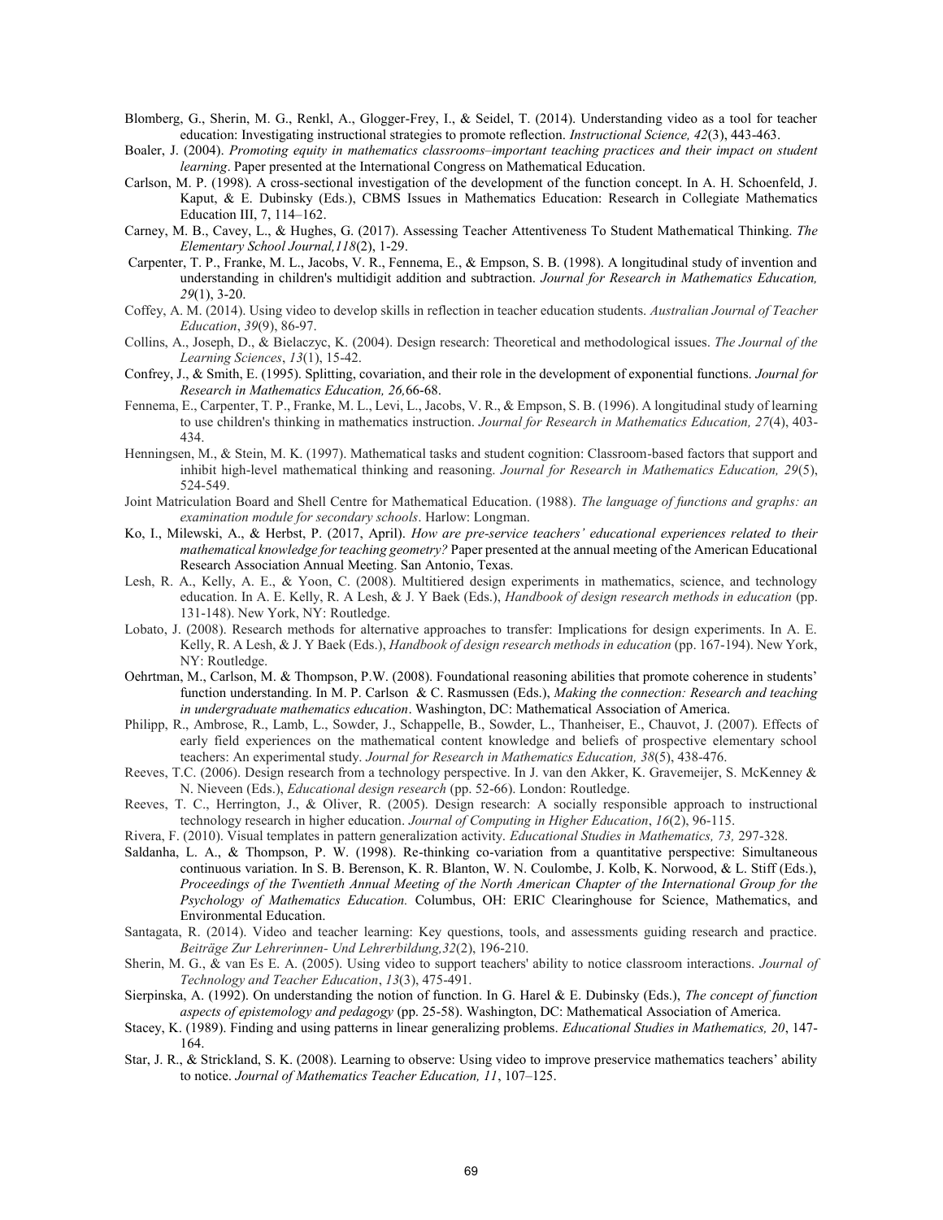Blomberg, G., Sherin, M. G., Renkl, A., Glogger-Frey, I., & Seidel, T. (2014). Understanding video as a tool for teacher education: Investigating instructional strategies to promote reflection. *Instructional Science, 42*(3), 443-463.

Boaler, J. (2004). *Promoting equity in mathematics classrooms–important teaching practices and their impact on student learning*. Paper presented at the International Congress on Mathematical Education.

Carlson, M. P. (1998). A cross-sectional investigation of the development of the function concept. In A. H. Schoenfeld, J. Kaput, & E. Dubinsky (Eds.), CBMS Issues in Mathematics Education: Research in Collegiate Mathematics Education III, 7, 114–162.

Carney, M. B., Cavey, L., & Hughes, G. (2017). Assessing Teacher Attentiveness To Student Mathematical Thinking. *The Elementary School Journal,118*(2), 1-29.

Carpenter, T. P., Franke, M. L., Jacobs, V. R., Fennema, E., & Empson, S. B. (1998). A longitudinal study of invention and understanding in children's multidigit addition and subtraction. *Journal for Research in Mathematics Education, 29*(1), 3-20.

Coffey, A. M. (2014). Using video to develop skills in reflection in teacher education students. *Australian Journal of Teacher Education*, *39*(9), 86-97.

Collins, A., Joseph, D., & Bielaczyc, K. (2004). Design research: Theoretical and methodological issues. *The Journal of the Learning Sciences*, *13*(1), 15-42.

Confrey, J., & Smith, E. (1995). Splitting, covariation, and their role in the development of exponential functions. *Journal for Research in Mathematics Education, 26,*66-68.

Fennema, E., Carpenter, T. P., Franke, M. L., Levi, L., Jacobs, V. R., & Empson, S. B. (1996). A longitudinal study of learning to use children's thinking in mathematics instruction. *Journal for Research in Mathematics Education, 27*(4), 403-434.

Henningsen, M., & Stein, M. K. (1997). Mathematical tasks and student cognition: Classroom-based factors that support and inhibit high-level mathematical thinking and reasoning. *Journal for Research in Mathematics Education, 29*(5), 524-549.

Joint Matriculation Board and Shell Centre for Mathematical Education. (1988). *The language of functions and graphs: an examination module for secondary schools*. Harlow: Longman.

Ko, I., Milewski, A., & Herbst, P. (2017, April). *How are pre-service teachers' educational experiences related to their mathematical knowledge for teaching geometry?* Paper presented at the annual meeting of the American Educational Research Association Annual Meeting. San Antonio, Texas.

Lesh, R. A., Kelly, A. E., & Yoon, C. (2008). Multitiered design experiments in mathematics, science, and technology education. In A. E. Kelly, R. A Lesh, & J. Y Baek (Eds.), *Handbook of design research methods in education* (pp. 131-148). New York, NY: Routledge.

Lobato, J. (2008). Research methods for alternative approaches to transfer: Implications for design experiments. In A. E. Kelly, R. A Lesh, & J. Y Baek (Eds.), *Handbook of design research methods in education* (pp. 167-194). New York, NY: Routledge.

Oehrtman, M., Carlson, M. & Thompson, P.W. (2008). Foundational reasoning abilities that promote coherence in students' function understanding. In M. P. Carlson & C. Rasmussen (Eds.), *Making the connection: Research and teaching in undergraduate mathematics education*. Washington, DC: Mathematical Association of America.

Philipp, R., Ambrose, R., Lamb, L., Sowder, J., Schappelle, B., Sowder, L., Thanheiser, E., Chauvot, J. (2007). Effects of early field experiences on the mathematical content knowledge and beliefs of prospective elementary school teachers: An experimental study. *Journal for Research in Mathematics Education, 38*(5), 438-476.

Reeves, T.C. (2006). Design research from a technology perspective. In J. van den Akker, K. Gravemeijer, S. McKenney & N. Nieveen (Eds.), *Educational design research* (pp. 52-66). London: Routledge.

Reeves, T. C., Herrington, J., & Oliver, R. (2005). Design research: A socially responsible approach to instructional technology research in higher education. *Journal of Computing in Higher Education*, *16*(2), 96-115.

Rivera, F. (2010). Visual templates in pattern generalization activity. *Educational Studies in Mathematics, 73,* 297-328.

Saldanha, L. A., & Thompson, P. W. (1998). Re-thinking co-variation from a quantitative perspective: Simultaneous continuous variation. In S. B. Berenson, K. R. Blanton, W. N. Coulombe, J. Kolb, K. Norwood, & L. Stiff (Eds.), *Proceedings of the Twentieth Annual Meeting of the North American Chapter of the International Group for the Psychology of Mathematics Education.* Columbus, OH: ERIC Clearinghouse for Science, Mathematics, and Environmental Education.

Santagata, R. (2014). Video and teacher learning: Key questions, tools, and assessments guiding research and practice. *Beiträge Zur Lehrerinnen- Und Lehrerbildung,32*(2), 196-210.

Sherin, M. G., & van Es E. A. (2005). Using video to support teachers' ability to notice classroom interactions. *Journal of Technology and Teacher Education*, *13*(3), 475-491.

Sierpinska, A. (1992). On understanding the notion of function. In G. Harel & E. Dubinsky (Eds.), *The concept of function aspects of epistemology and pedagogy* (pp. 25-58). Washington, DC: Mathematical Association of America.

Stacey, K. (1989). Finding and using patterns in linear generalizing problems. *Educational Studies in Mathematics, 20*, 147-164.

Star, J. R., & Strickland, S. K. (2008). Learning to observe: Using video to improve preservice mathematics teachers' ability to notice. *Journal of Mathematics Teacher Education, 11*, 107–125.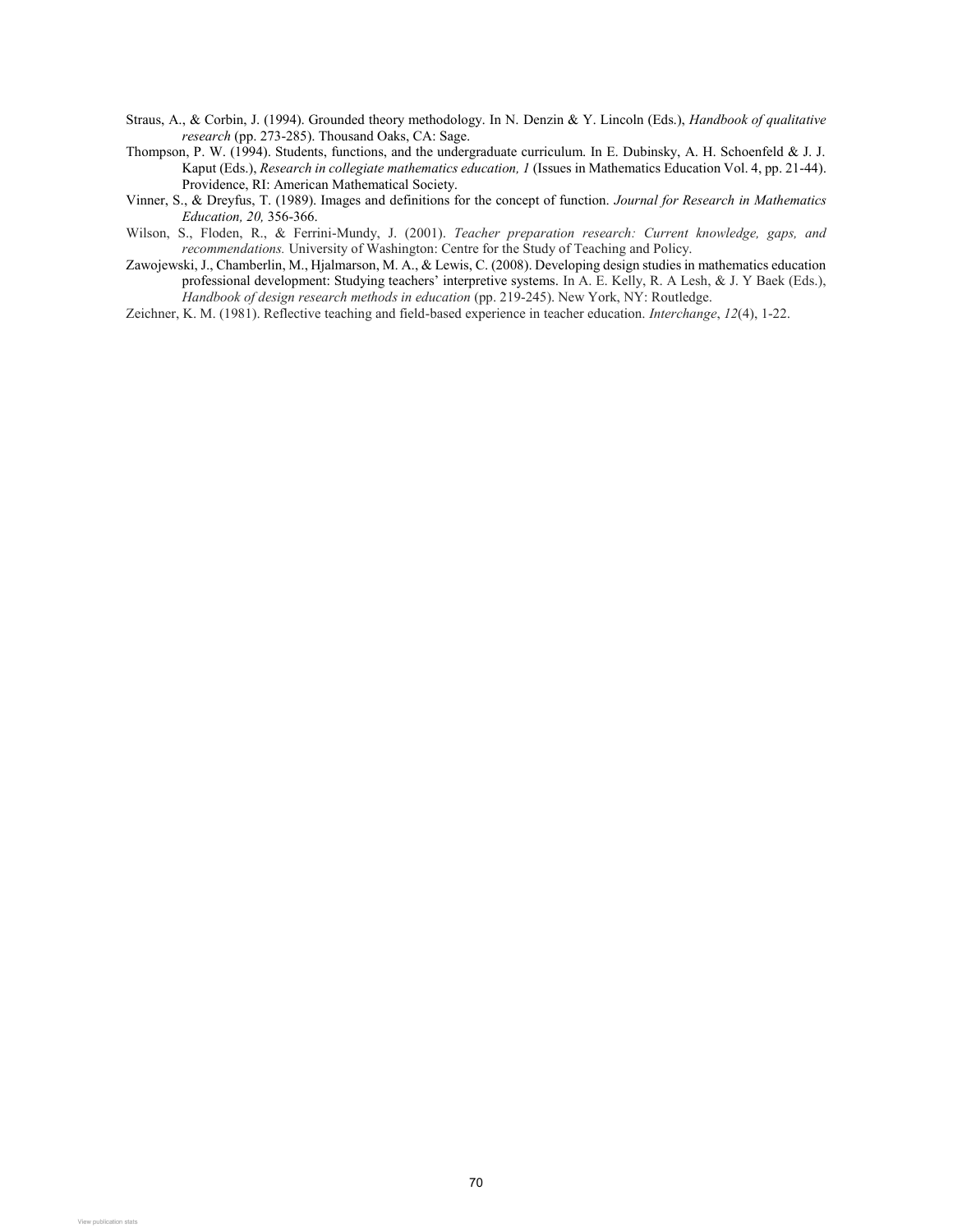Straus, A., & Corbin, J. (1994). Grounded theory methodology. In N. Denzin & Y. Lincoln (Eds.), *Handbook of qualitative research* (pp. 273-285). Thousand Oaks, CA: Sage.

Thompson, P. W. (1994). Students, functions, and the undergraduate curriculum. In E. Dubinsky, A. H. Schoenfeld & J. J. Kaput (Eds.), *Research in collegiate mathematics education, 1* (Issues in Mathematics Education Vol. 4, pp. 21-44). Providence, RI: American Mathematical Society.

Vinner, S., & Dreyfus, T. (1989). Images and definitions for the concept of function. *Journal for Research in Mathematics Education, 20,* 356-366.

Wilson, S., Floden, R., & Ferrini-Mundy, J. (2001). *Teacher preparation research: Current knowledge, gaps, and recommendations.* University of Washington: Centre for the Study of Teaching and Policy.

Zawojewski, J., Chamberlin, M., Hjalmarson, M. A., & Lewis, C. (2008). Developing design studies in mathematics education professional development: Studying teachers' interpretive systems. In A. E. Kelly, R. A Lesh, & J. Y Baek (Eds.), *Handbook of design research methods in education* (pp. 219-245). New York, NY: Routledge.

Zeichner, K. M. (1981). Reflective teaching and field-based experience in teacher education. *Interchange*, *12*(4), 1-22.